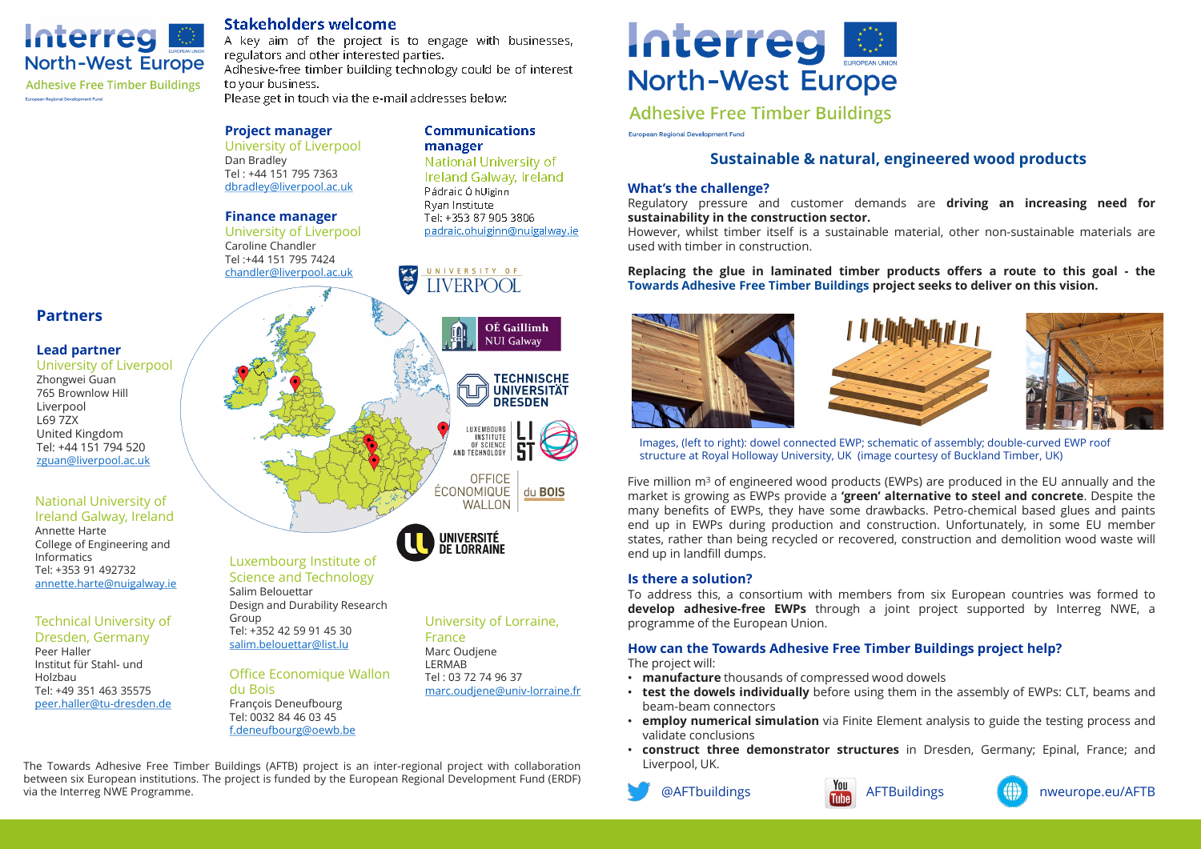Interreg North-West Europe

Adhesive Free Timber Buildings

European Regional Development Fund

## Stakeholders welcome

A key aim of the project is to engage with businesses, regulators and other interested parties.
Adhesive-free timber building technology could be of interest to your business.
Please get in touch via the e-mail addresses below:

### Project manager

University of Liverpool
Dan Bradley
Tel : +44 151 795 7363
dbradley@liverpool.ac.uk

### Finance manager

University of Liverpool
Caroline Chandler
Tel :+44 151 795 7424
chandler@liverpool.ac.uk

### Communications manager

National University of Ireland Galway, Ireland
Pádraic Ó hUiginn
Ryan Institute
Tel: +353 87 905 3806
padraic.ohuiginn@nuigalway.ie

## Partners

### Lead partner

University of Liverpool
Zhongwei Guan
765 Brownlow Hill
Liverpool
L69 7ZX
United Kingdom
Tel: +44 151 794 520
zguan@liverpool.ac.uk

National University of Ireland Galway, Ireland
Annette Harte
College of Engineering and Informatics
Tel: +353 91 492732
annette.harte@nuigalway.ie

Technical University of Dresden, Germany
Peer Haller
Institut für Stahl- und Holzbau
Tel: +49 351 463 35575
peer.haller@tu-dresden.de

Luxembourg Institute of Science and Technology
Salim Belouettar
Design and Durability Research Group
Tel: +352 42 59 91 45 30
salim.belouettar@list.lu

Office Economique Wallon du Bois
François Deneufbourg
Tel: 0032 84 46 03 45
f.deneufbourg@oewb.be

University of Lorraine, France
Marc Oudjene
LERMAB
Tel : 03 72 74 96 37
marc.oudjene@univ-lorraine.fr

The Towards Adhesive Free Timber Buildings (AFTB) project is an inter-regional project with collaboration between six European institutions. The project is funded by the European Regional Development Fund (ERDF) via the Interreg NWE Programme.

# Interreg North-West Europe

Adhesive Free Timber Buildings

European Regional Development Fund

## Sustainable & natural, engineered wood products

### What's the challenge?

Regulatory pressure and customer demands are **driving an increasing need for sustainability in the construction sector.**
However, whilst timber itself is a sustainable material, other non-sustainable materials are used with timber in construction.

**Replacing the glue in laminated timber products offers a route to this goal - the Towards Adhesive Free Timber Buildings project seeks to deliver on this vision.**

Images, (left to right): dowel connected EWP; schematic of assembly; double-curved EWP roof structure at Royal Holloway University, UK (image courtesy of Buckland Timber, UK)

Five million m$^3$ of engineered wood products (EWPs) are produced in the EU annually and the market is growing as EWPs provide a **'green' alternative to steel and concrete**. Despite the many benefits of EWPs, they have some drawbacks. Petro-chemical based glues and paints end up in EWPs during production and construction. Unfortunately, in some EU member states, rather than being recycled or recovered, construction and demolition wood waste will end up in landfill dumps.

### Is there a solution?

To address this, a consortium with members from six European countries was formed to **develop adhesive-free EWPs** through a joint project supported by Interreg NWE, a programme of the European Union.

### How can the Towards Adhesive Free Timber Buildings project help?

The project will:

- **manufacture** thousands of compressed wood dowels
- **test the dowels individually** before using them in the assembly of EWPs: CLT, beams and beam-beam connectors
- **employ numerical simulation** via Finite Element analysis to guide the testing process and validate conclusions
- **construct three demonstrator structures** in Dresden, Germany; Epinal, France; and Liverpool, UK.

@AFTbuildings AFTBuildings nweurope.eu/AFTB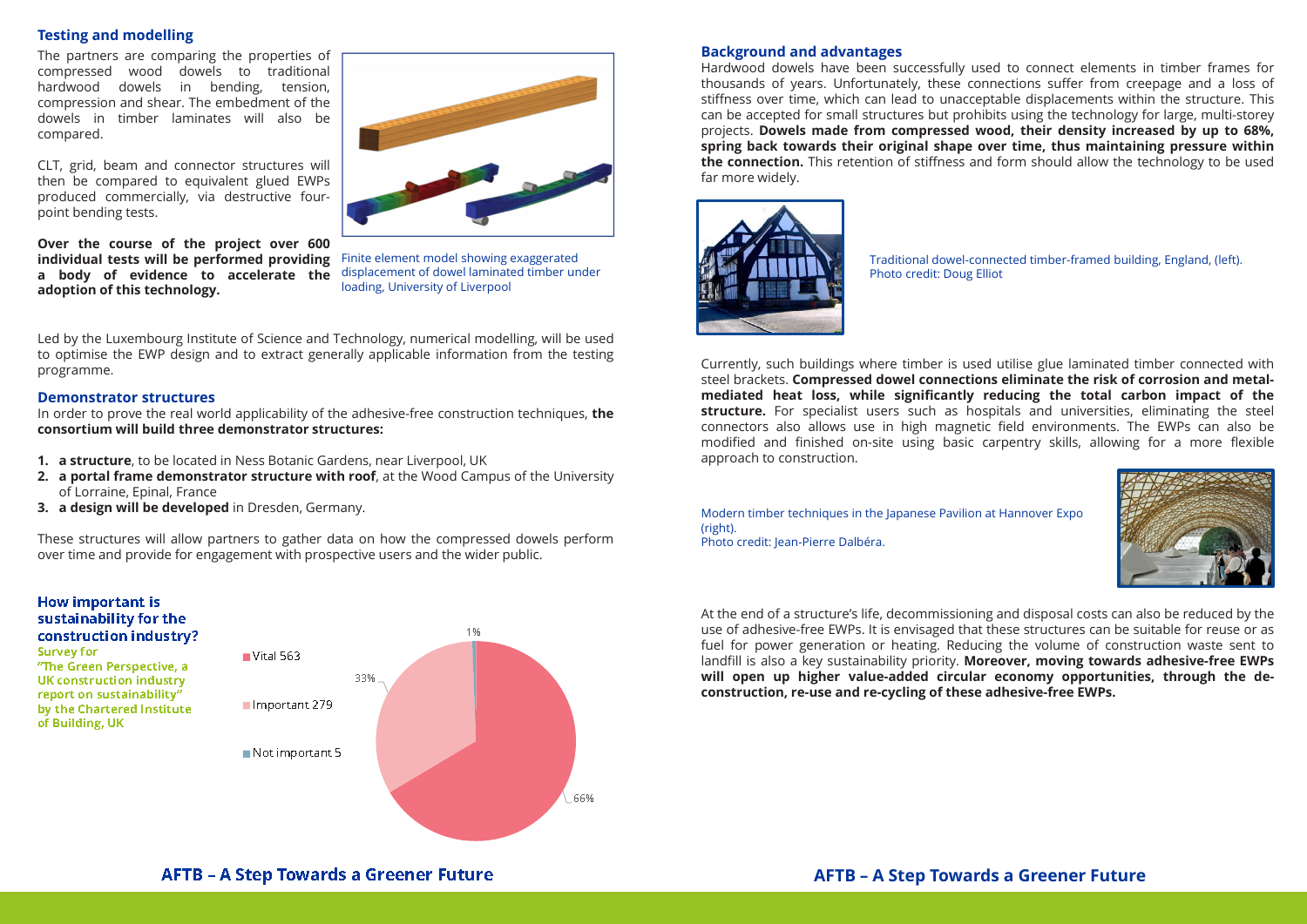## Testing and modelling

The partners are comparing the properties of compressed wood dowels to traditional hardwood dowels in bending, tension, compression and shear. The embedment of the dowels in timber laminates will also be compared.

CLT, grid, beam and connector structures will then be compared to equivalent glued EWPs produced commercially, via destructive four-point bending tests.

**Over the course of the project over 600 individual tests will be performed providing a body of evidence to accelerate the adoption of this technology.**

Finite element model showing exaggerated displacement of dowel laminated timber under loading, University of Liverpool

Led by the Luxembourg Institute of Science and Technology, numerical modelling, will be used to optimise the EWP design and to extract generally applicable information from the testing programme.

## Demonstrator structures

In order to prove the real world applicability of the adhesive-free construction techniques, **the consortium will build three demonstrator structures:**

1. **a structure**, to be located in Ness Botanic Gardens, near Liverpool, UK
2. **a portal frame demonstrator structure with roof**, at the Wood Campus of the University of Lorraine, Epinal, France
3. **a design will be developed** in Dresden, Germany.

These structures will allow partners to gather data on how the compressed dowels perform over time and provide for engagement with prospective users and the wider public.

### How important is sustainability for the construction industry?

Survey for "The Green Perspective, a UK construction industry report on sustainability" by the Chartered Institute of Building, UK

Vital 563
Important 279
Not important 5
1%
33%
66%

## Background and advantages

Hardwood dowels have been successfully used to connect elements in timber frames for thousands of years. Unfortunately, these connections suffer from creepage and a loss of stiffness over time, which can lead to unacceptable displacements within the structure. This can be accepted for small structures but prohibits using the technology for large, multi-storey projects. **Dowels made from compressed wood, their density increased by up to 68%, spring back towards their original shape over time, thus maintaining pressure within the connection.** This retention of stiffness and form should allow the technology to be used far more widely.

Traditional dowel-connected timber-framed building, England, (left).
Photo credit: Doug Elliot

Currently, such buildings where timber is used utilise glue laminated timber connected with steel brackets. **Compressed dowel connections eliminate the risk of corrosion and metal-mediated heat loss, while significantly reducing the total carbon impact of the structure.** For specialist users such as hospitals and universities, eliminating the steel connectors also allows use in high magnetic field environments. The EWPs can also be modified and finished on-site using basic carpentry skills, allowing for a more flexible approach to construction.

Modern timber techniques in the Japanese Pavilion at Hannover Expo (right).
Photo credit: Jean-Pierre Dalbéra.

At the end of a structure's life, decommissioning and disposal costs can also be reduced by the use of adhesive-free EWPs. It is envisaged that these structures can be suitable for reuse or as fuel for power generation or heating. Reducing the volume of construction waste sent to landfill is also a key sustainability priority. **Moreover, moving towards adhesive-free EWPs will open up higher value-added circular economy opportunities, through the de-construction, re-use and re-cycling of these adhesive-free EWPs.**